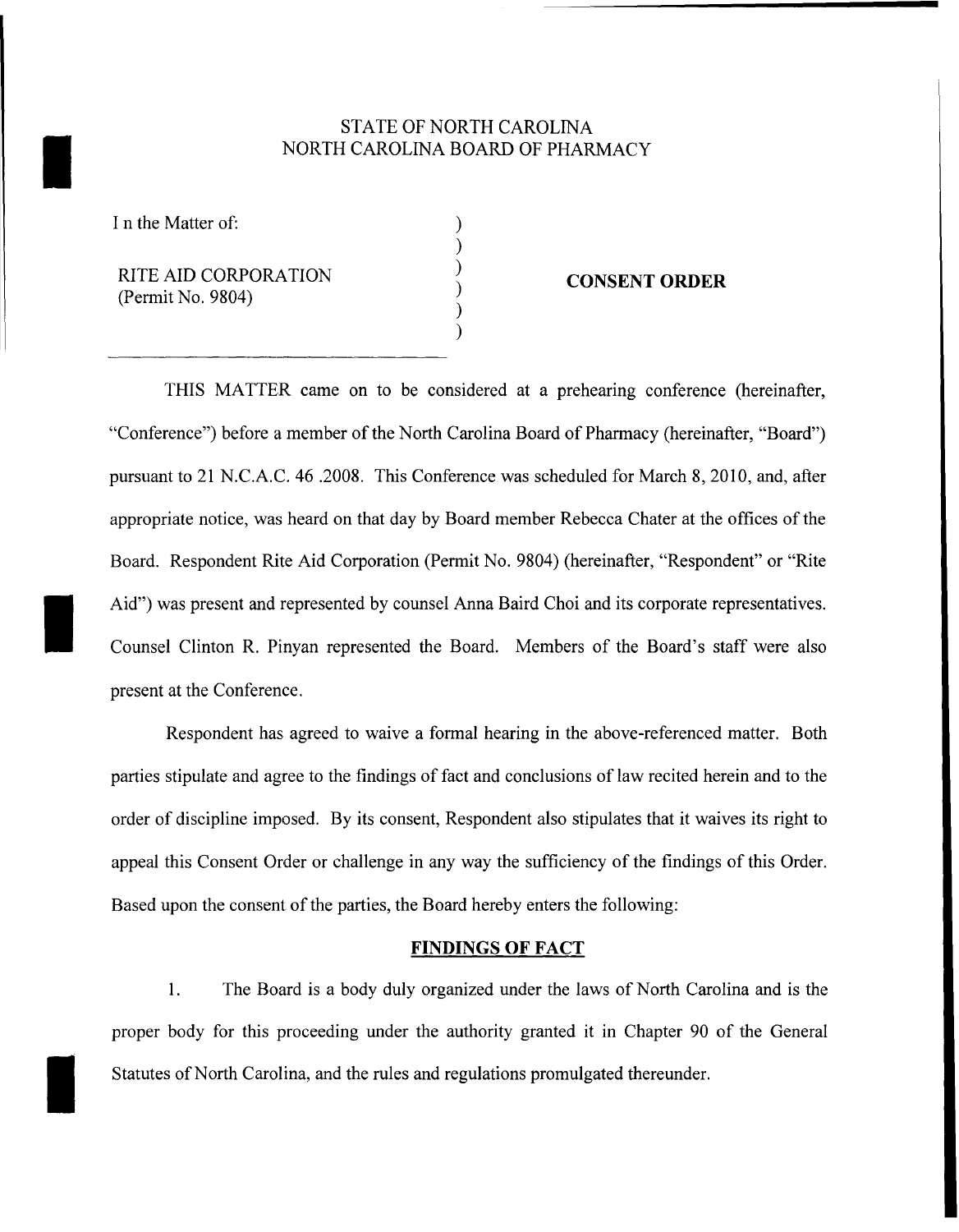STATE OF NORTH CAROLINA
NORTH CAROLINA BOARD OF PHARMACY

| | | |
|---|---|---|
| I n the Matter of: | ) | |
| | ) | |
| RITE AID CORPORATION | ) | **CONSENT ORDER** |
| (Permit No. 9804) | ) | |
| | ) | |
| | ) | |

THIS MATTER came on to be considered at a prehearing conference (hereinafter, "Conference") before a member of the North Carolina Board of Pharmacy (hereinafter, "Board") pursuant to 21 N.C.A.C. 46 .2008. This Conference was scheduled for March 8, 2010, and, after appropriate notice, was heard on that day by Board member Rebecca Chater at the offices of the Board. Respondent Rite Aid Corporation (Permit No. 9804) (hereinafter, "Respondent" or "Rite Aid") was present and represented by counsel Anna Baird Choi and its corporate representatives. Counsel Clinton R. Pinyan represented the Board. Members of the Board's staff were also present at the Conference.

Respondent has agreed to waive a formal hearing in the above-referenced matter. Both parties stipulate and agree to the findings of fact and conclusions of law recited herein and to the order of discipline imposed. By its consent, Respondent also stipulates that it waives its right to appeal this Consent Order or challenge in any way the sufficiency of the findings of this Order. Based upon the consent of the parties, the Board hereby enters the following:

## FINDINGS OF FACT

1. The Board is a body duly organized under the laws of North Carolina and is the proper body for this proceeding under the authority granted it in Chapter 90 of the General Statutes of North Carolina, and the rules and regulations promulgated thereunder.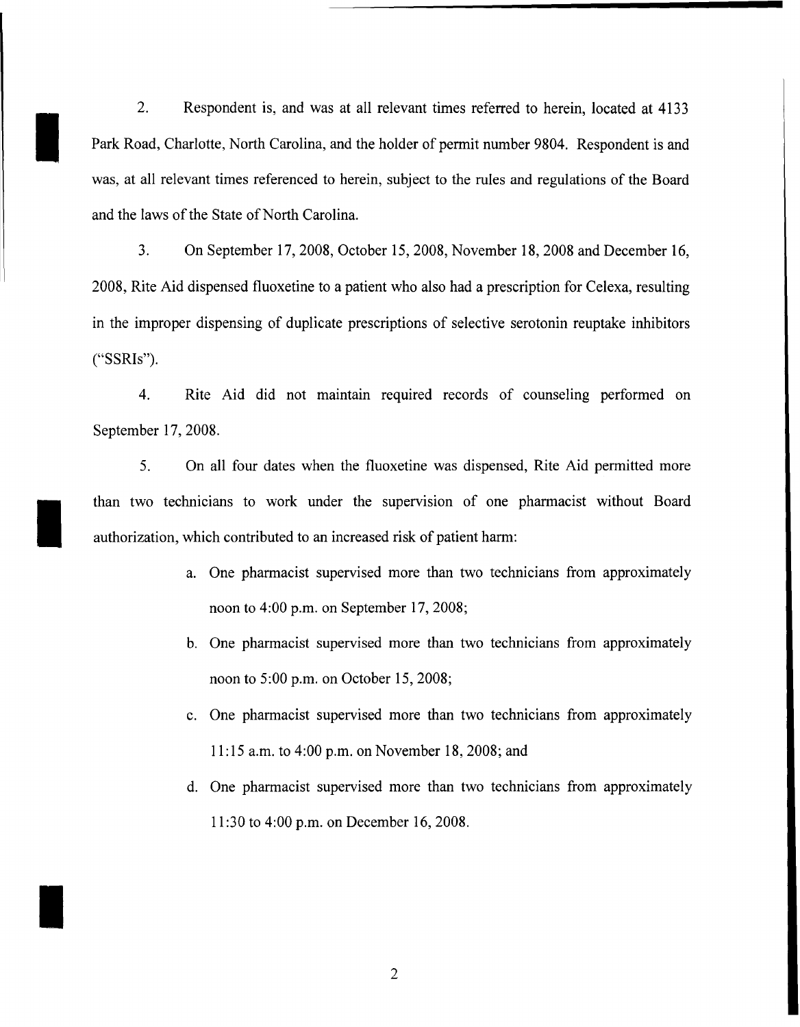2. Respondent is, and was at all relevant times referred to herein, located at 4133 Park Road, Charlotte, North Carolina, and the holder of permit number 9804. Respondent is and was, at all relevant times referenced to herein, subject to the rules and regulations of the Board and the laws of the State of North Carolina.

3. On September 17, 2008, October 15, 2008, November 18, 2008 and December 16, 2008, Rite Aid dispensed fluoxetine to a patient who also had a prescription for Celexa, resulting in the improper dispensing of duplicate prescriptions of selective serotonin reuptake inhibitors ("SSRIs").

4. Rite Aid did not maintain required records of counseling performed on September 17, 2008.

5. On all four dates when the fluoxetine was dispensed, Rite Aid permitted more than two technicians to work under the supervision of one pharmacist without Board authorization, which contributed to an increased risk of patient harm:

   a. One pharmacist supervised more than two technicians from approximately noon to 4:00 p.m. on September 17, 2008;

   b. One pharmacist supervised more than two technicians from approximately noon to 5:00 p.m. on October 15, 2008;

   c. One pharmacist supervised more than two technicians from approximately 11:15 a.m. to 4:00 p.m. on November 18, 2008; and

   d. One pharmacist supervised more than two technicians from approximately 11:30 to 4:00 p.m. on December 16, 2008.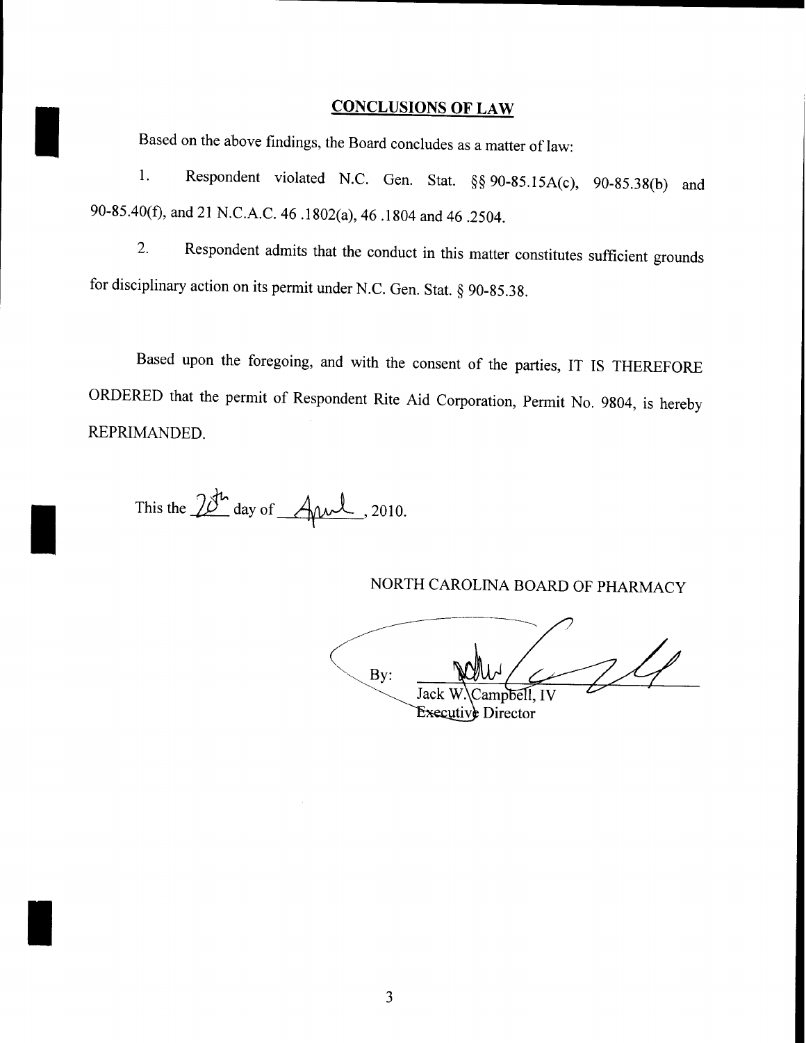## CONCLUSIONS OF LAW

Based on the above findings, the Board concludes as a matter of law:

1. Respondent violated N.C. Gen. Stat. §§ 90-85.15A(c), 90-85.38(b) and 90-85.40(f), and 21 N.C.A.C. 46 .1802(a), 46 .1804 and 46 .2504.

2. Respondent admits that the conduct in this matter constitutes sufficient grounds for disciplinary action on its permit under N.C. Gen. Stat. § 90-85.38.

Based upon the foregoing, and with the consent of the parties, IT IS THEREFORE ORDERED that the permit of Respondent Rite Aid Corporation, Permit No. 9804, is hereby REPRIMANDED.

This the 20th day of April, 2010.

NORTH CAROLINA BOARD OF PHARMACY

By: ______________________
Jack W. Campbell, IV
Executive Director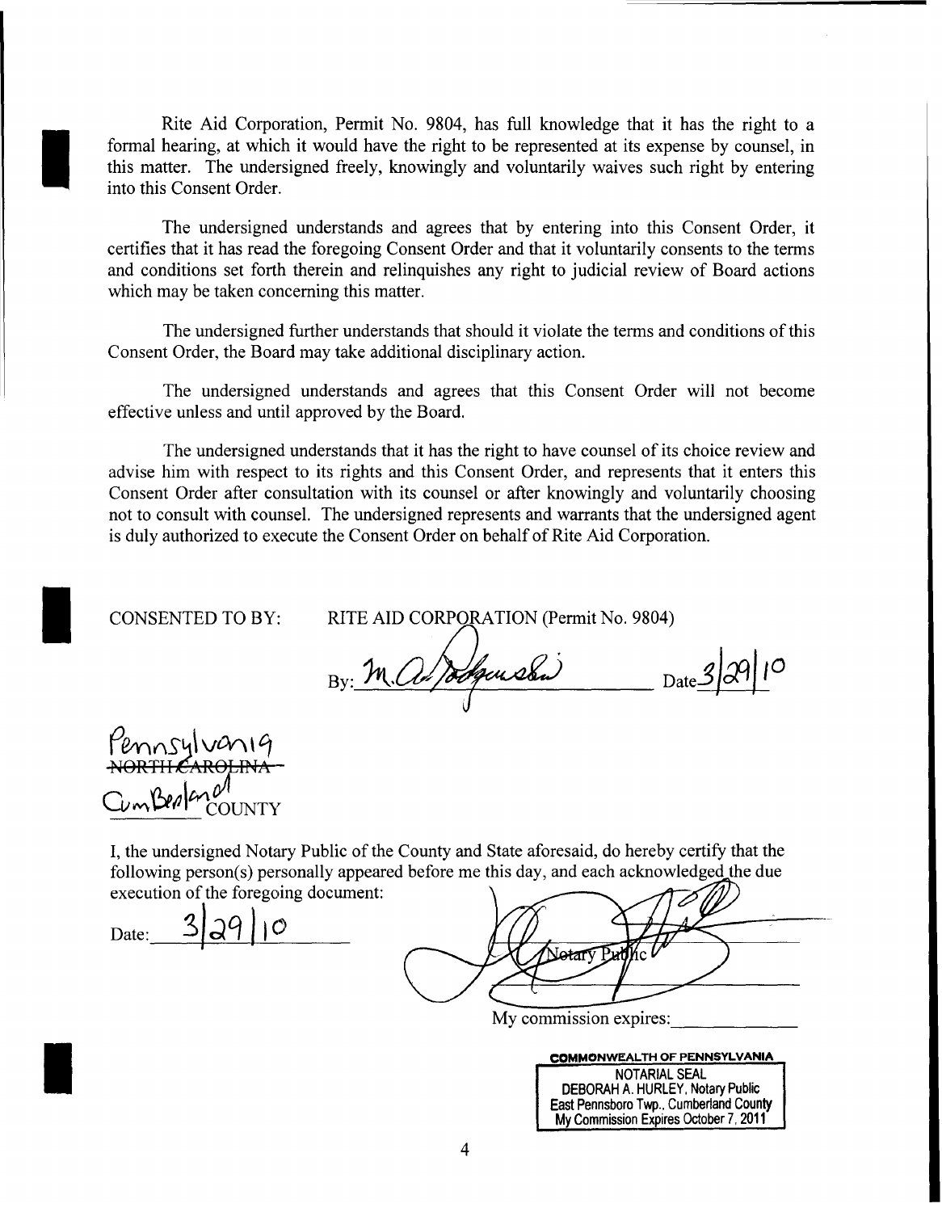Rite Aid Corporation, Permit No. 9804, has full knowledge that it has the right to a formal hearing, at which it would have the right to be represented at its expense by counsel, in this matter. The undersigned freely, knowingly and voluntarily waives such right by entering into this Consent Order.

The undersigned understands and agrees that by entering into this Consent Order, it certifies that it has read the foregoing Consent Order and that it voluntarily consents to the terms and conditions set forth therein and relinquishes any right to judicial review of Board actions which may be taken concerning this matter.

The undersigned further understands that should it violate the terms and conditions of this Consent Order, the Board may take additional disciplinary action.

The undersigned understands and agrees that this Consent Order will not become effective unless and until approved by the Board.

The undersigned understands that it has the right to have counsel of its choice review and advise him with respect to its rights and this Consent Order, and represents that it enters this Consent Order after consultation with its counsel or after knowingly and voluntarily choosing not to consult with counsel. The undersigned represents and warrants that the undersigned agent is duly authorized to execute the Consent Order on behalf of Rite Aid Corporation.

CONSENTED TO BY: RITE AID CORPORATION (Permit No. 9804)

By: M. A. Podgurski Date 3/29/10

Pennsylvania
~~NORTH CAROLINA~~
Cumberland COUNTY

I, the undersigned Notary Public of the County and State aforesaid, do hereby certify that the following person(s) personally appeared before me this day, and each acknowledged the due execution of the foregoing document:

Date: 3/29/10

Notary Public

My commission expires: ______________

COMMONWEALTH OF PENNSYLVANIA
NOTARIAL SEAL
DEBORAH A. HURLEY, Notary Public
East Pennsboro Twp., Cumberland County
My Commission Expires October 7, 2011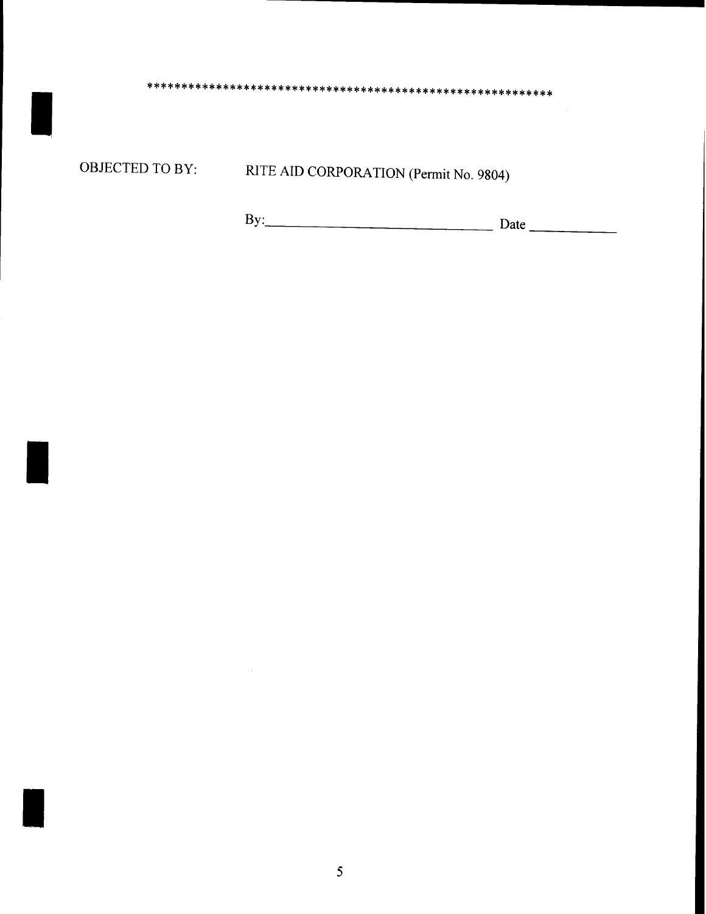*********************************************************

OBJECTED TO BY: RITE AID CORPORATION (Permit No. 9804)

By:______________________________ Date ____________